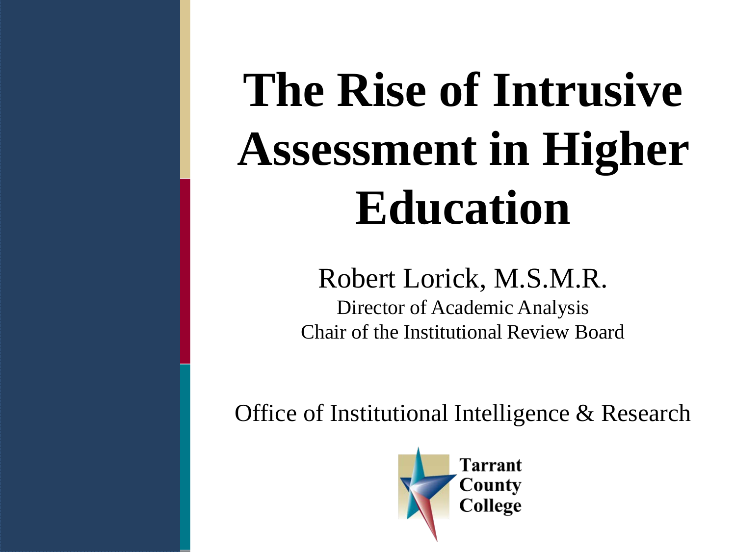# The Rise of Intrusive Assessment in Higher Education

Robert Lorick, M.S.M.R.

Director of Academic Analysis

Chair of the Institutional Review Board

Office of Institutional Intelligence & Research

Tarrant County College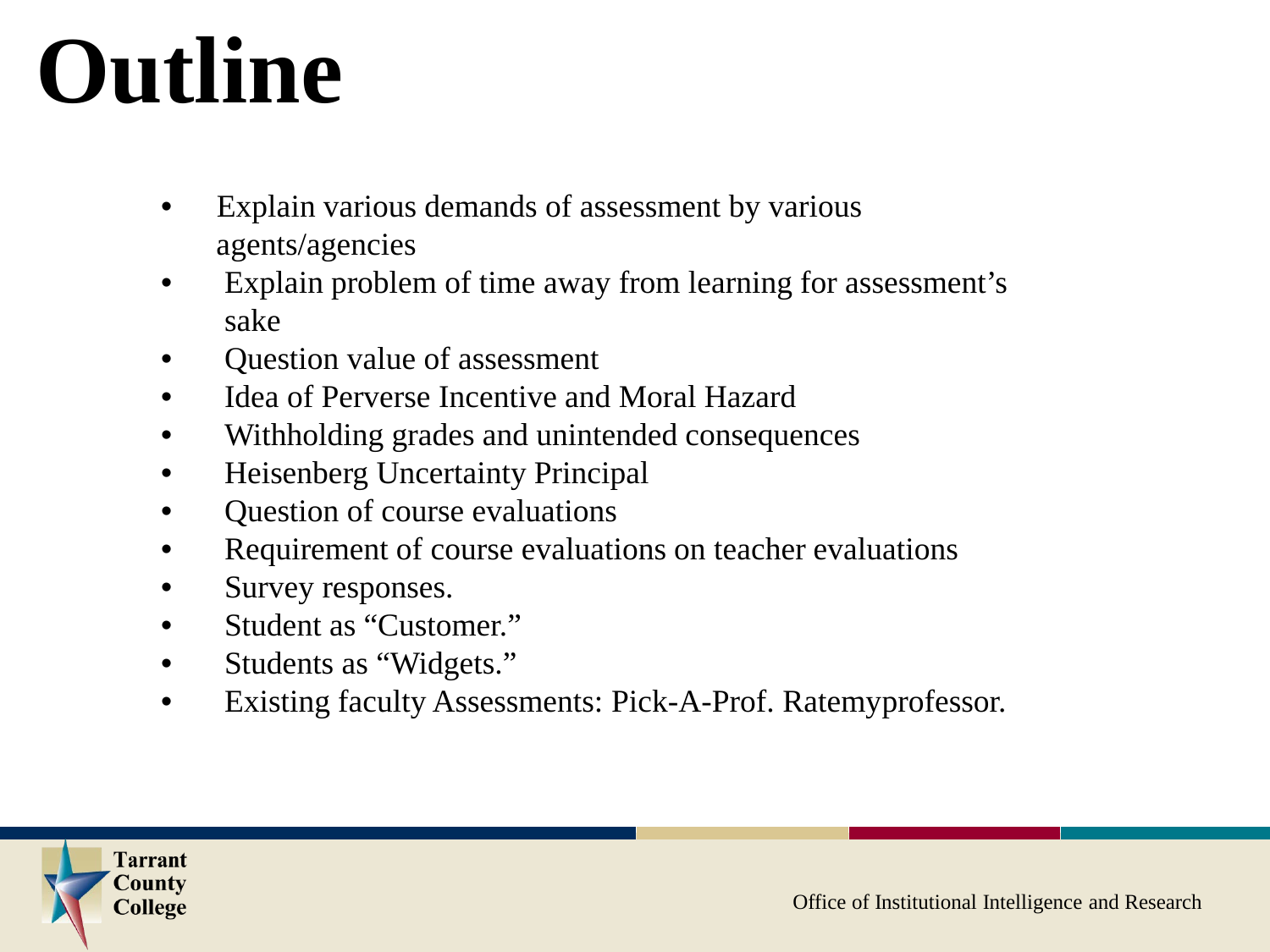# Outline

- Explain various demands of assessment by various agents/agencies
- Explain problem of time away from learning for assessment's sake
- Question value of assessment
- Idea of Perverse Incentive and Moral Hazard
- Withholding grades and unintended consequences
- Heisenberg Uncertainty Principal
- Question of course evaluations
- Requirement of course evaluations on teacher evaluations
- Survey responses.
- Student as "Customer."
- Students as "Widgets."
- Existing faculty Assessments: Pick-A-Prof. Ratemyprofessor.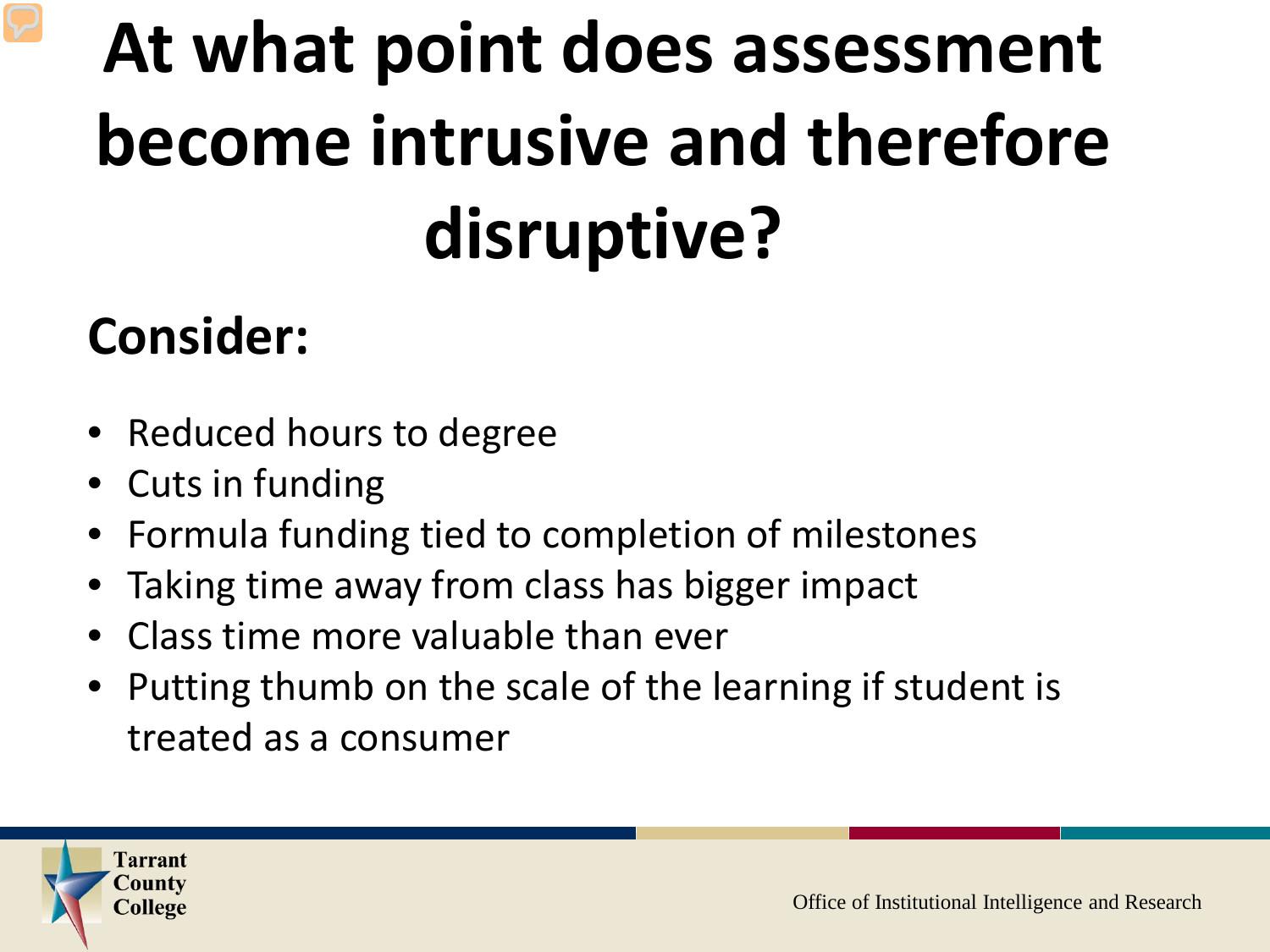# At what point does assessment become intrusive and therefore disruptive?

## Consider:

- Reduced hours to degree
- Cuts in funding
- Formula funding tied to completion of milestones
- Taking time away from class has bigger impact
- Class time more valuable than ever
- Putting thumb on the scale of the learning if student is treated as a consumer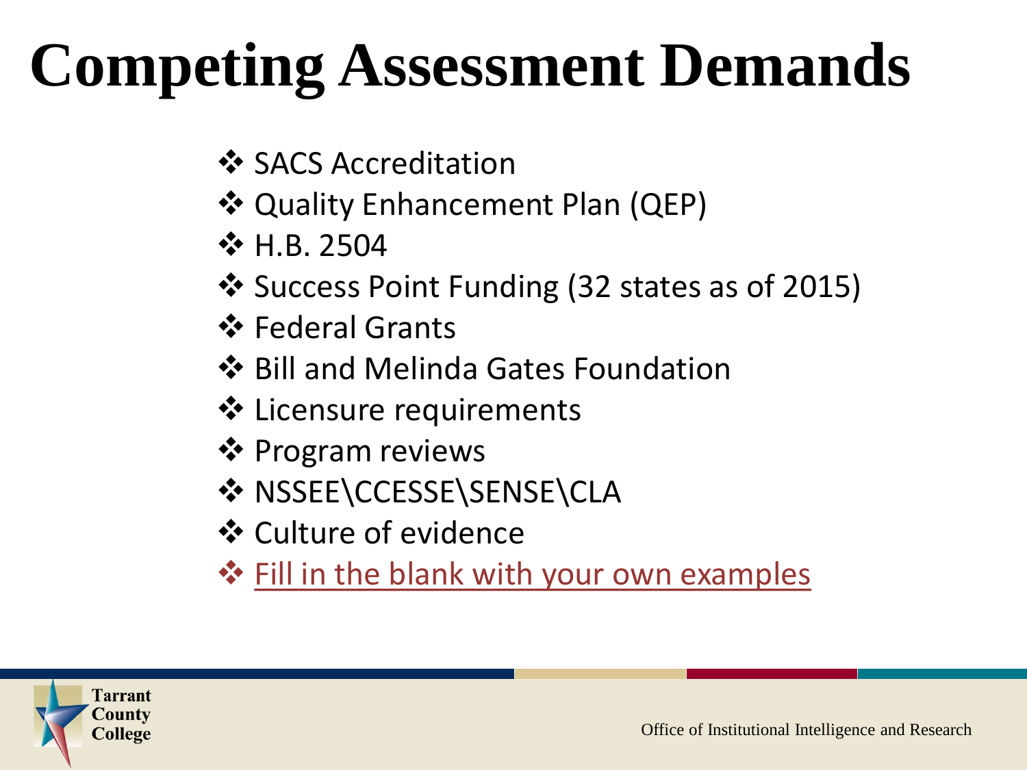# Competing Assessment Demands

- SACS Accreditation
- Quality Enhancement Plan (QEP)
- H.B. 2504
- Success Point Funding (32 states as of 2015)
- Federal Grants
- Bill and Melinda Gates Foundation
- Licensure requirements
- Program reviews
- NSSEE\CCESSE\SENSE\CLA
- Culture of evidence
- Fill in the blank with your own examples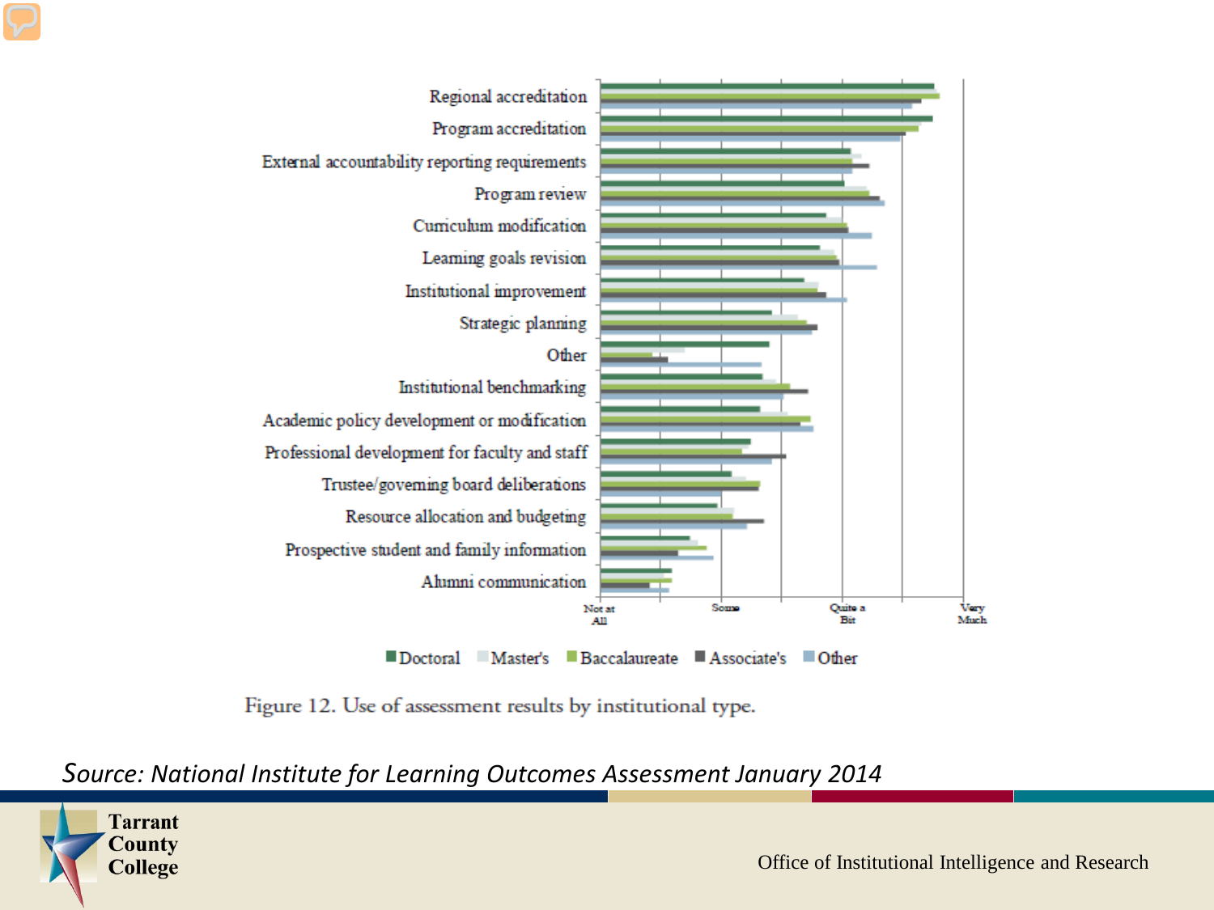Regional accreditation

Program accreditation

External accountability reporting requirements

Program review

Curriculum modification

Learning goals revision

Institutional improvement

Strategic planning

Other

Institutional benchmarking

Academic policy development or modification

Professional development for faculty and staff

Trustee/governing board deliberations

Resource allocation and budgeting

Prospective student and family information

Alumni communication

Not at All | Some | Quite a Bit | Very Much

Doctoral | Master's | Baccalaureate | Associate's | Other

Figure 12. Use of assessment results by institutional type.

*Source: National Institute for Learning Outcomes Assessment January 2014*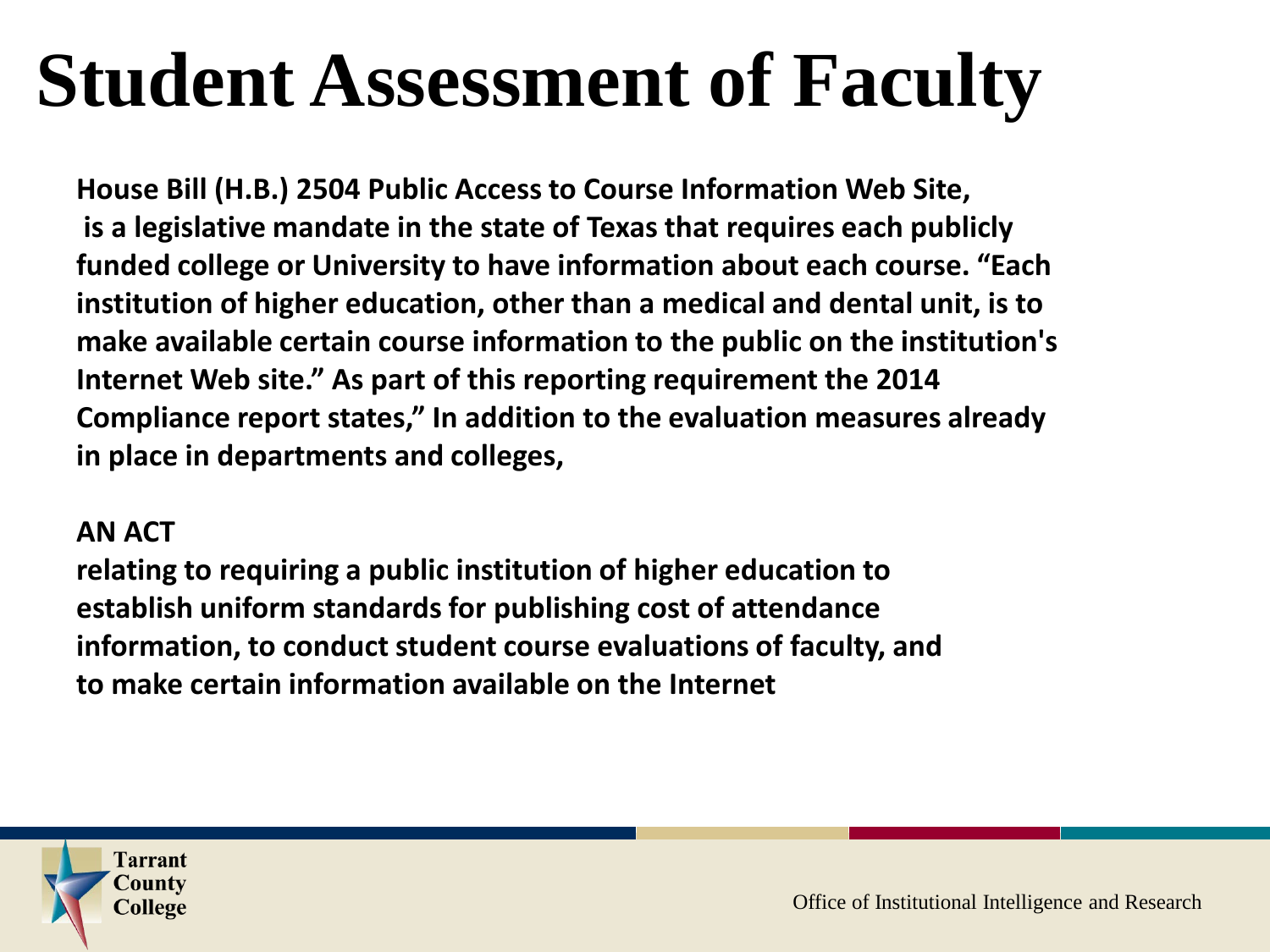# Student Assessment of Faculty

**House Bill (H.B.) 2504 Public Access to Course Information Web Site, is a legislative mandate in the state of Texas that requires each publicly funded college or University to have information about each course. "Each institution of higher education, other than a medical and dental unit, is to make available certain course information to the public on the institution's Internet Web site." As part of this reporting requirement the 2014 Compliance report states," In addition to the evaluation measures already in place in departments and colleges,**

**AN ACT**
**relating to requiring a public institution of higher education to establish uniform standards for publishing cost of attendance information, to conduct student course evaluations of faculty, and to make certain information available on the Internet**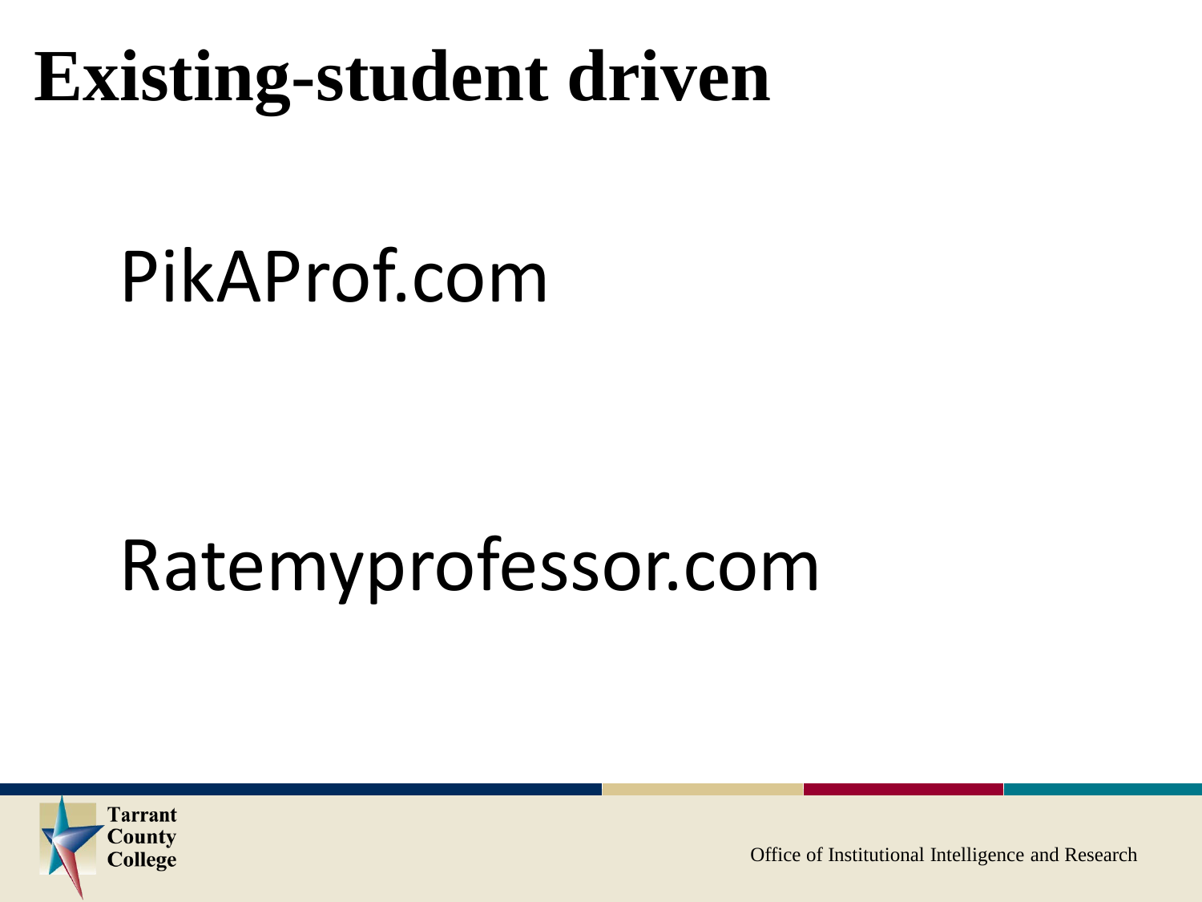# Existing-student driven

PikAProf.com

Ratemyprofessor.com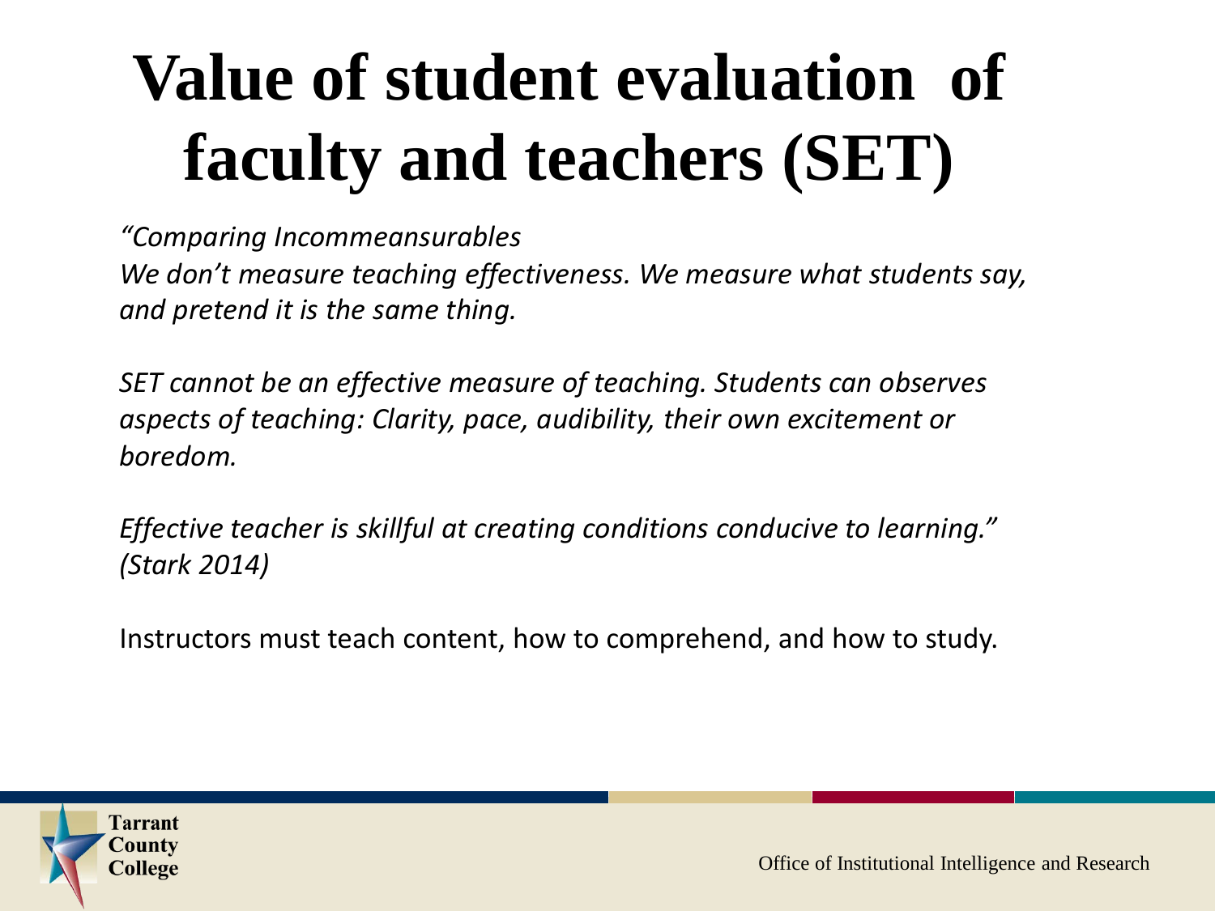# Value of student evaluation of faculty and teachers (SET)

*"Comparing Incommeansurables*
*We don't measure teaching effectiveness. We measure what students say, and pretend it is the same thing.*

*SET cannot be an effective measure of teaching. Students can observes aspects of teaching: Clarity, pace, audibility, their own excitement or boredom.*

*Effective teacher is skillful at creating conditions conducive to learning." (Stark 2014)*

Instructors must teach content, how to comprehend, and how to study.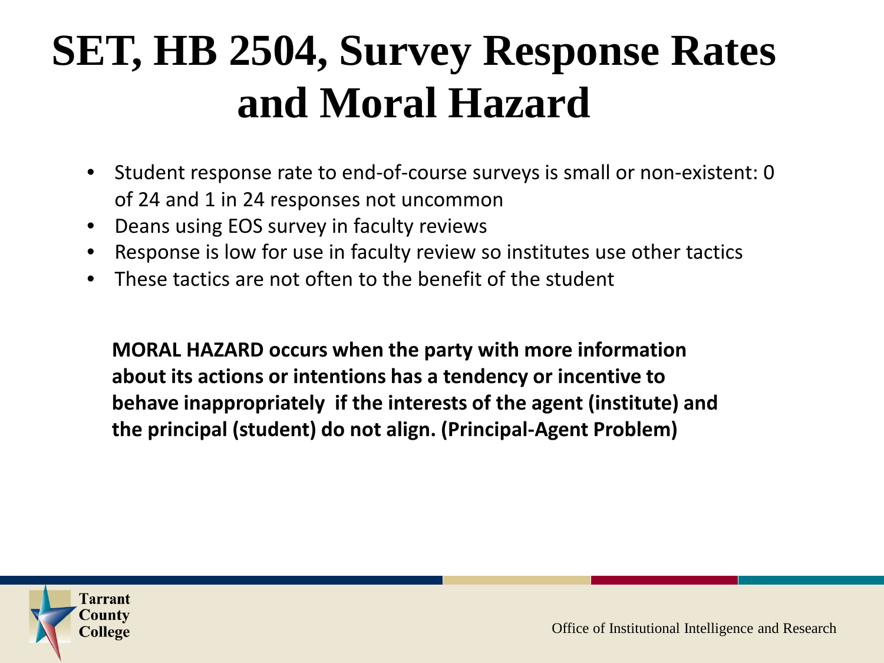# SET, HB 2504, Survey Response Rates and Moral Hazard

- Student response rate to end-of-course surveys is small or non-existent: 0 of 24 and 1 in 24 responses not uncommon
- Deans using EOS survey in faculty reviews
- Response is low for use in faculty review so institutes use other tactics
- These tactics are not often to the benefit of the student

**MORAL HAZARD occurs when the party with more information about its actions or intentions has a tendency or incentive to behave inappropriately if the interests of the agent (institute) and the principal (student) do not align. (Principal-Agent Problem)**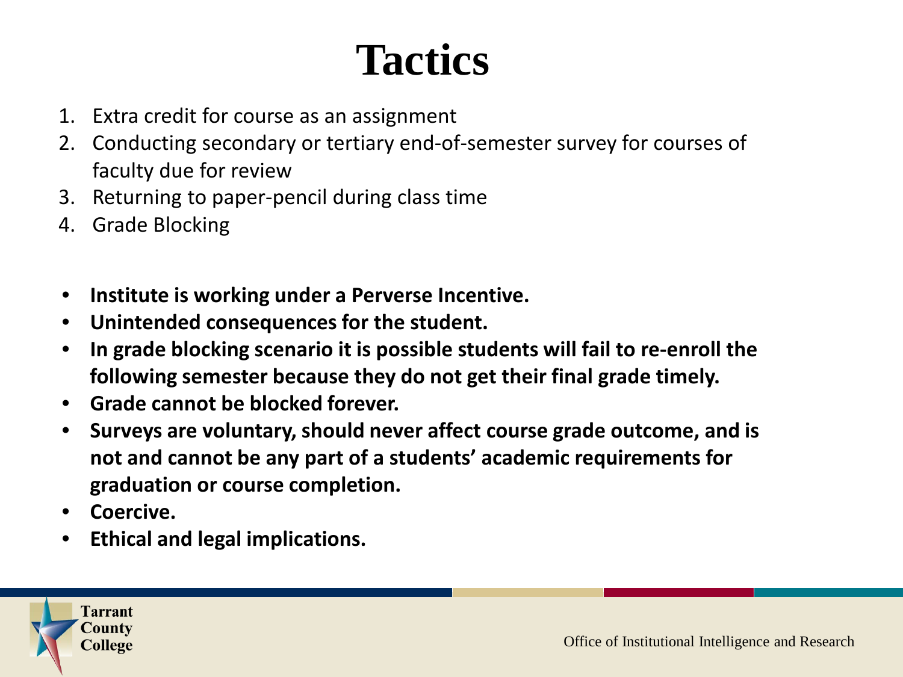# Tactics

1. Extra credit for course as an assignment
2. Conducting secondary or tertiary end-of-semester survey for courses of faculty due for review
3. Returning to paper-pencil during class time
4. Grade Blocking

- **Institute is working under a Perverse Incentive.**
- **Unintended consequences for the student.**
- **In grade blocking scenario it is possible students will fail to re-enroll the following semester because they do not get their final grade timely.**
- **Grade cannot be blocked forever.**
- **Surveys are voluntary, should never affect course grade outcome, and is not and cannot be any part of a students' academic requirements for graduation or course completion.**
- **Coercive.**
- **Ethical and legal implications.**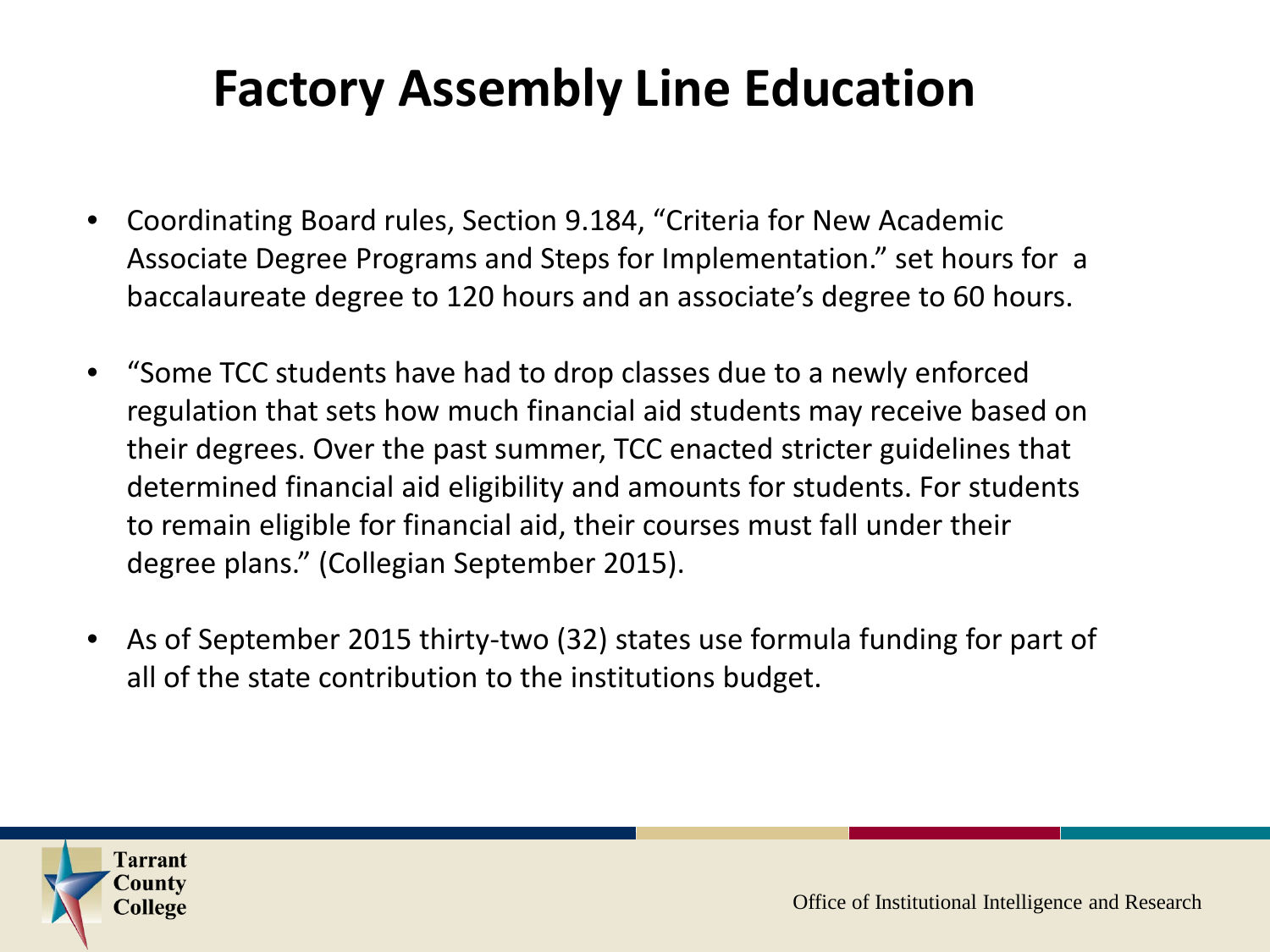# Factory Assembly Line Education

- Coordinating Board rules, Section 9.184, "Criteria for New Academic Associate Degree Programs and Steps for Implementation." set hours for a baccalaureate degree to 120 hours and an associate's degree to 60 hours.

- "Some TCC students have had to drop classes due to a newly enforced regulation that sets how much financial aid students may receive based on their degrees. Over the past summer, TCC enacted stricter guidelines that determined financial aid eligibility and amounts for students. For students to remain eligible for financial aid, their courses must fall under their degree plans." (Collegian September 2015).

- As of September 2015 thirty-two (32) states use formula funding for part of all of the state contribution to the institutions budget.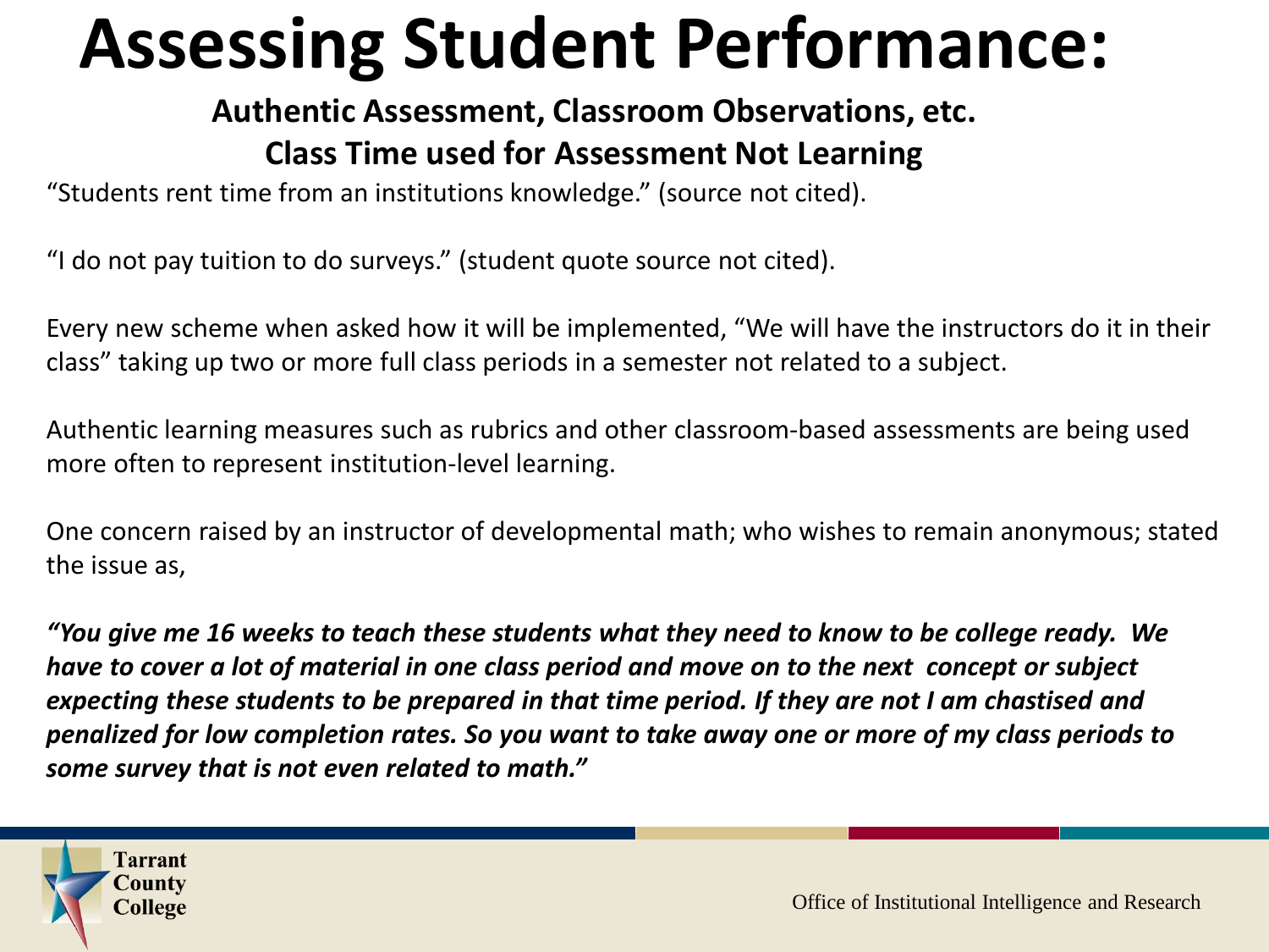# Assessing Student Performance:

**Authentic Assessment, Classroom Observations, etc.**

**Class Time used for Assessment Not Learning**

“Students rent time from an institutions knowledge.” (source not cited).

“I do not pay tuition to do surveys.” (student quote source not cited).

Every new scheme when asked how it will be implemented, “We will have the instructors do it in their class” taking up two or more full class periods in a semester not related to a subject.

Authentic learning measures such as rubrics and other classroom-based assessments are being used more often to represent institution-level learning.

One concern raised by an instructor of developmental math; who wishes to remain anonymous; stated the issue as,

***“You give me 16 weeks to teach these students what they need to know to be college ready. We have to cover a lot of material in one class period and move on to the next concept or subject expecting these students to be prepared in that time period. If they are not I am chastised and penalized for low completion rates. So you want to take away one or more of my class periods to some survey that is not even related to math.”***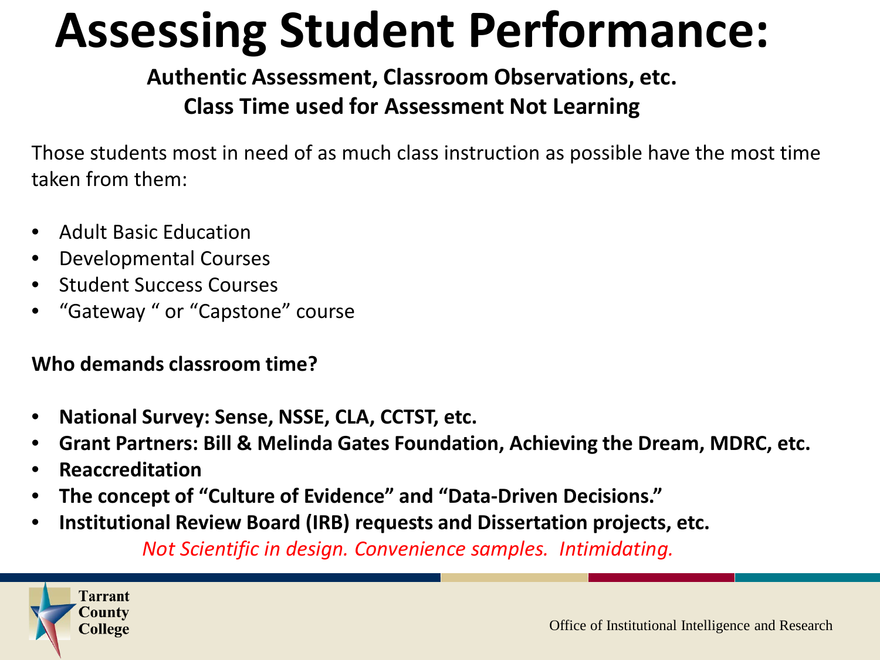# Assessing Student Performance:

**Authentic Assessment, Classroom Observations, etc.**
**Class Time used for Assessment Not Learning**

Those students most in need of as much class instruction as possible have the most time taken from them:

- Adult Basic Education
- Developmental Courses
- Student Success Courses
- "Gateway " or "Capstone" course

**Who demands classroom time?**

- **National Survey: Sense, NSSE, CLA, CCTST, etc.**
- **Grant Partners: Bill & Melinda Gates Foundation, Achieving the Dream, MDRC, etc.**
- **Reaccreditation**
- **The concept of "Culture of Evidence" and "Data-Driven Decisions."**
- **Institutional Review Board (IRB) requests and Dissertation projects, etc.**

*Not Scientific in design. Convenience samples. Intimidating.*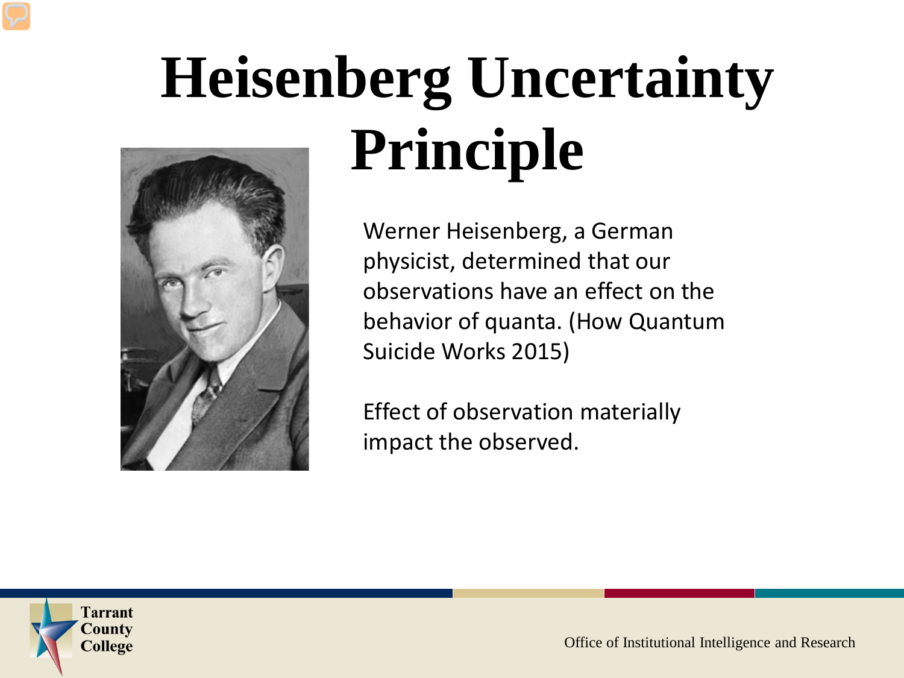# Heisenberg Uncertainty Principle

Werner Heisenberg, a German physicist, determined that our observations have an effect on the behavior of quanta. (How Quantum Suicide Works 2015)

Effect of observation materially impact the observed.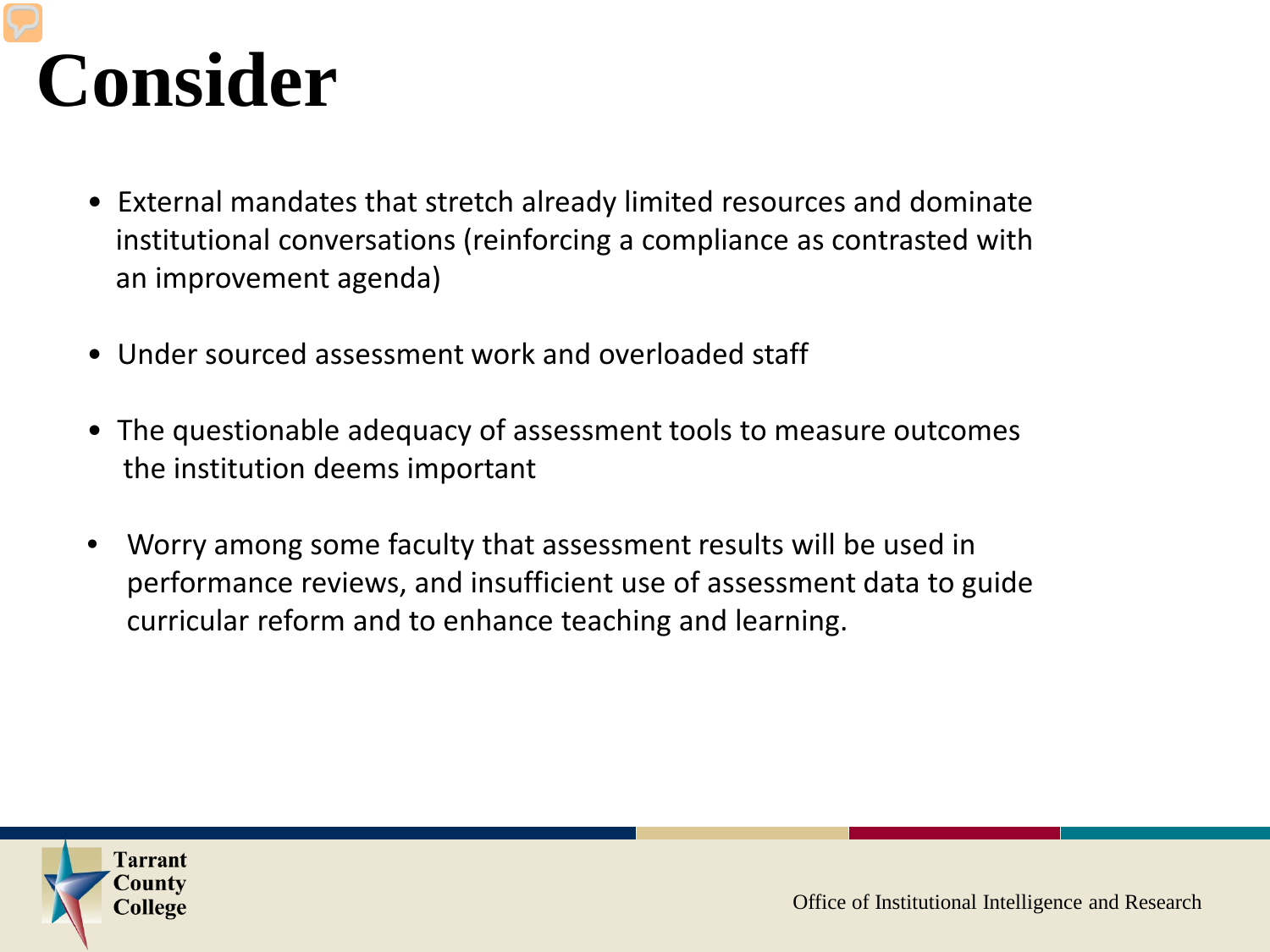# Consider

- External mandates that stretch already limited resources and dominate institutional conversations (reinforcing a compliance as contrasted with an improvement agenda)
- Under sourced assessment work and overloaded staff
- The questionable adequacy of assessment tools to measure outcomes the institution deems important
- Worry among some faculty that assessment results will be used in performance reviews, and insufficient use of assessment data to guide curricular reform and to enhance teaching and learning.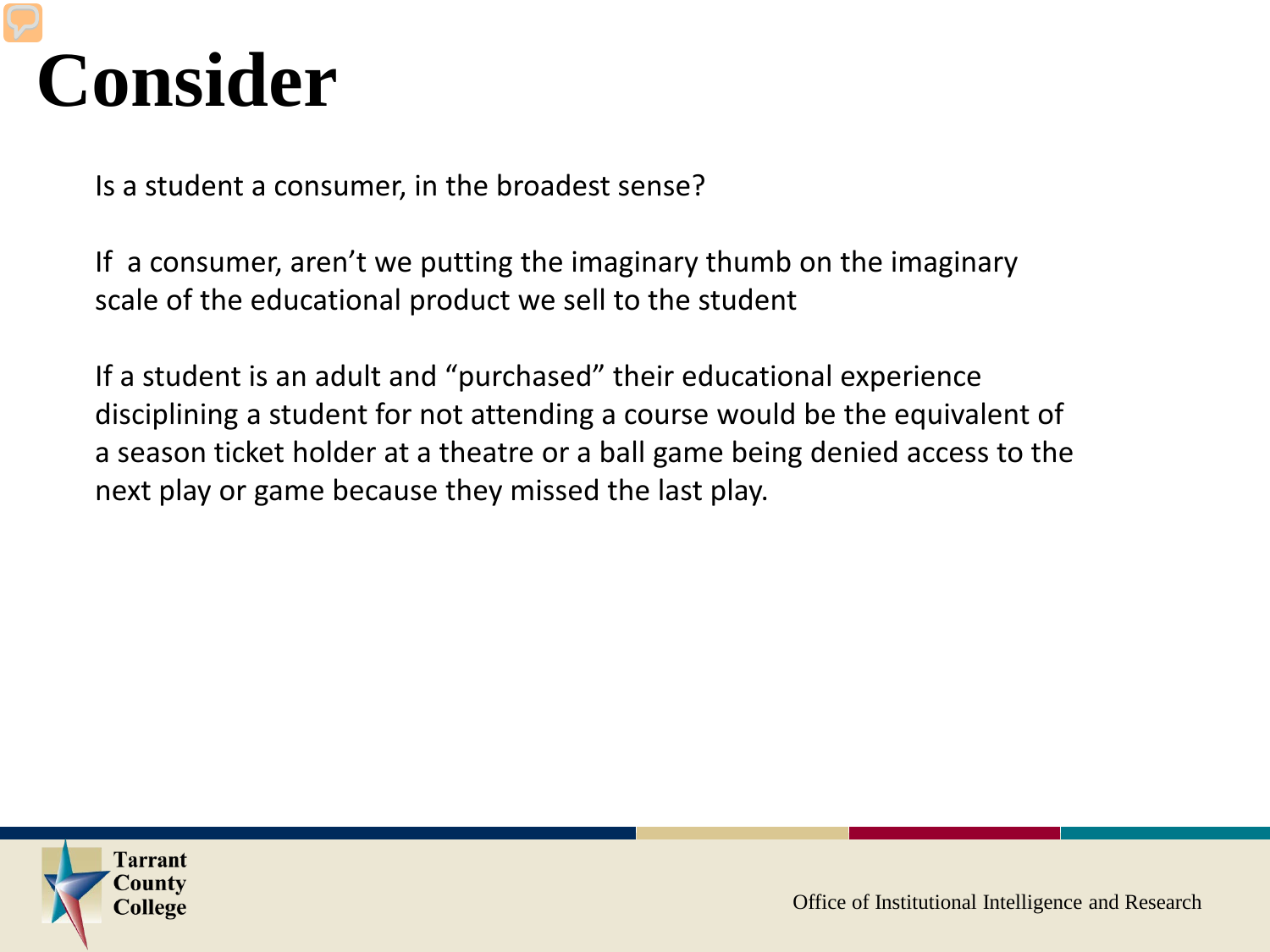# Consider

Is a student a consumer, in the broadest sense?

If a consumer, aren't we putting the imaginary thumb on the imaginary scale of the educational product we sell to the student

If a student is an adult and "purchased" their educational experience disciplining a student for not attending a course would be the equivalent of a season ticket holder at a theatre or a ball game being denied access to the next play or game because they missed the last play.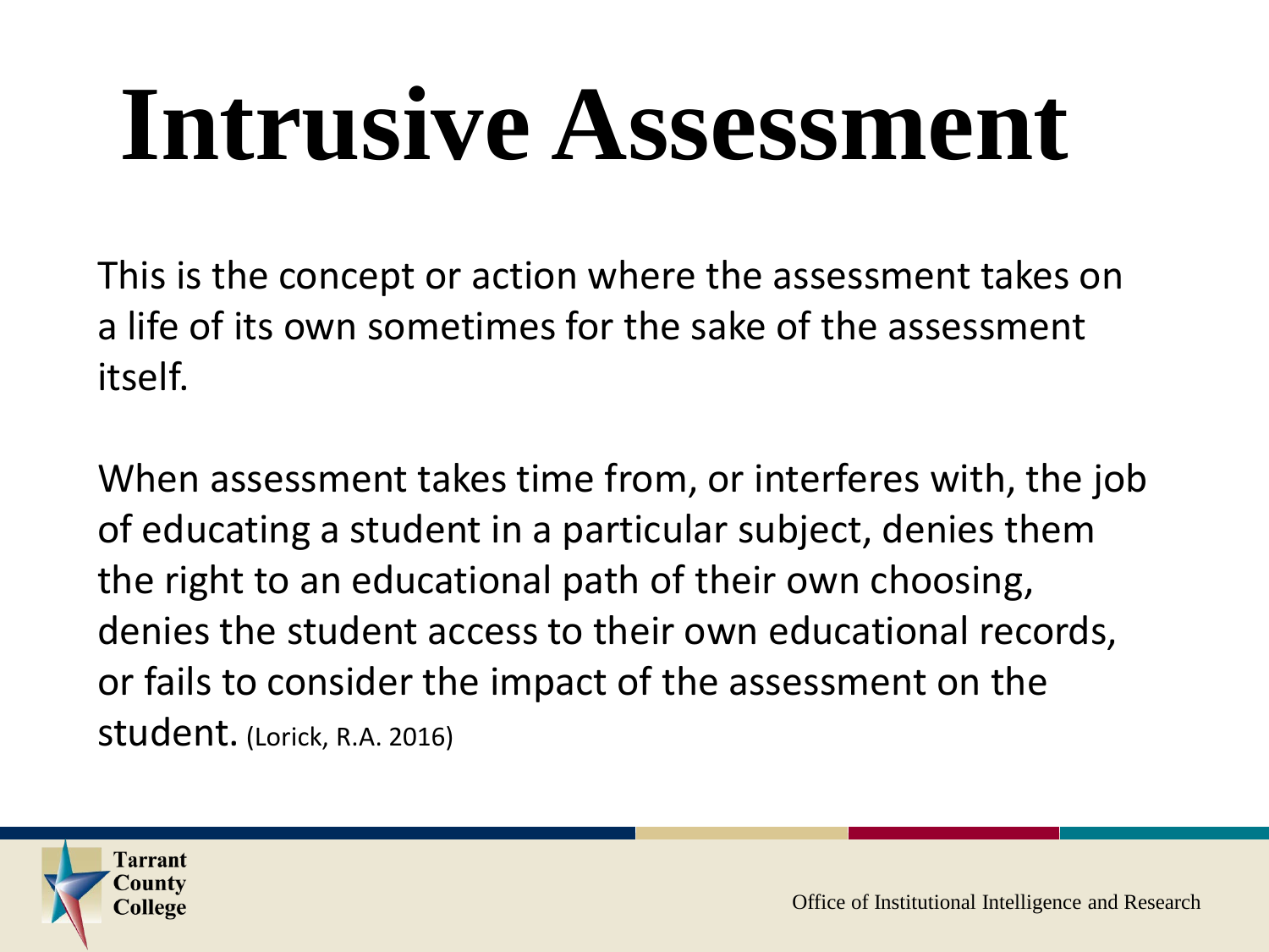# Intrusive Assessment

This is the concept or action where the assessment takes on a life of its own sometimes for the sake of the assessment itself.

When assessment takes time from, or interferes with, the job of educating a student in a particular subject, denies them the right to an educational path of their own choosing, denies the student access to their own educational records, or fails to consider the impact of the assessment on the student. (Lorick, R.A. 2016)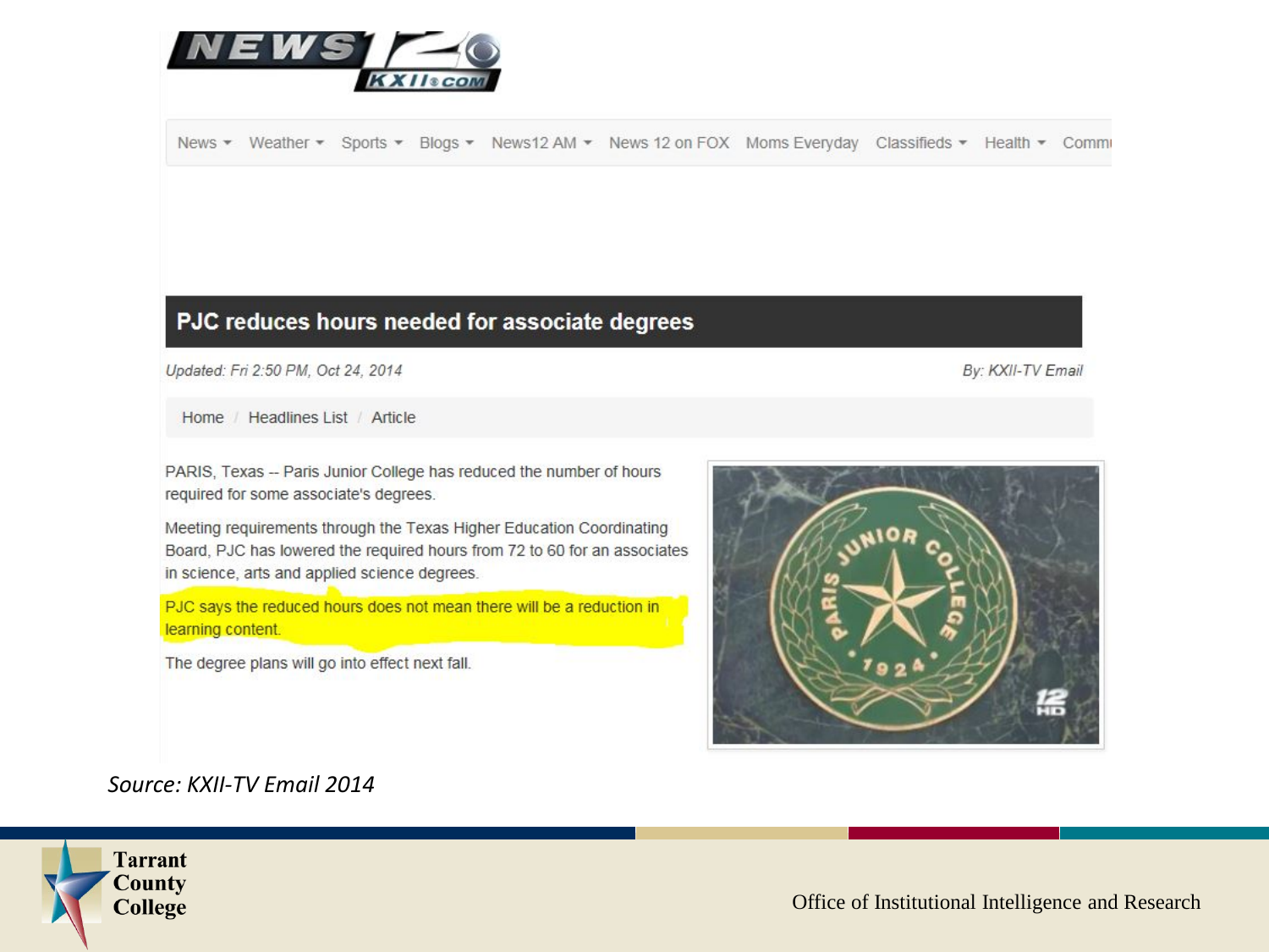# PJC reduces hours needed for associate degrees

*Updated: Fri 2:50 PM, Oct 24, 2014*

*By: KXII-TV Email*

PARIS, Texas -- Paris Junior College has reduced the number of hours required for some associate's degrees.

Meeting requirements through the Texas Higher Education Coordinating Board, PJC has lowered the required hours from 72 to 60 for an associates in science, arts and applied science degrees.

PJC says the reduced hours does not mean there will be a reduction in learning content.

The degree plans will go into effect next fall.

*Source: KXII-TV Email 2014*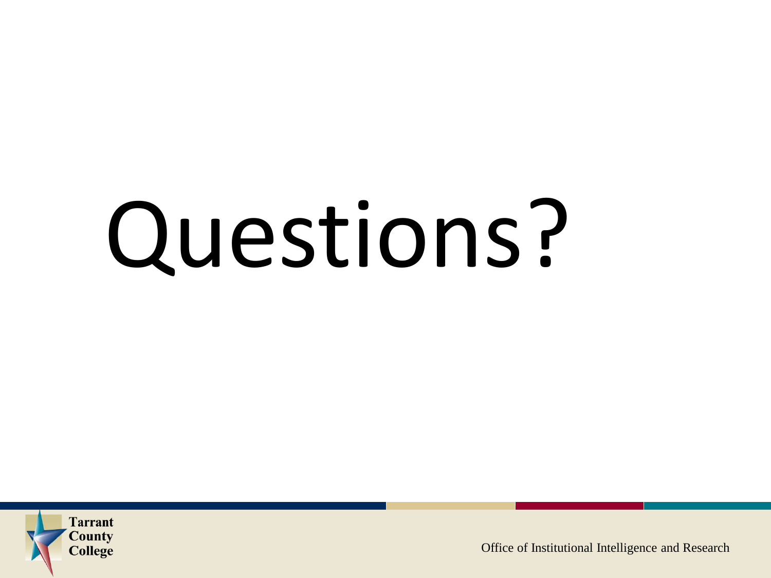# Questions?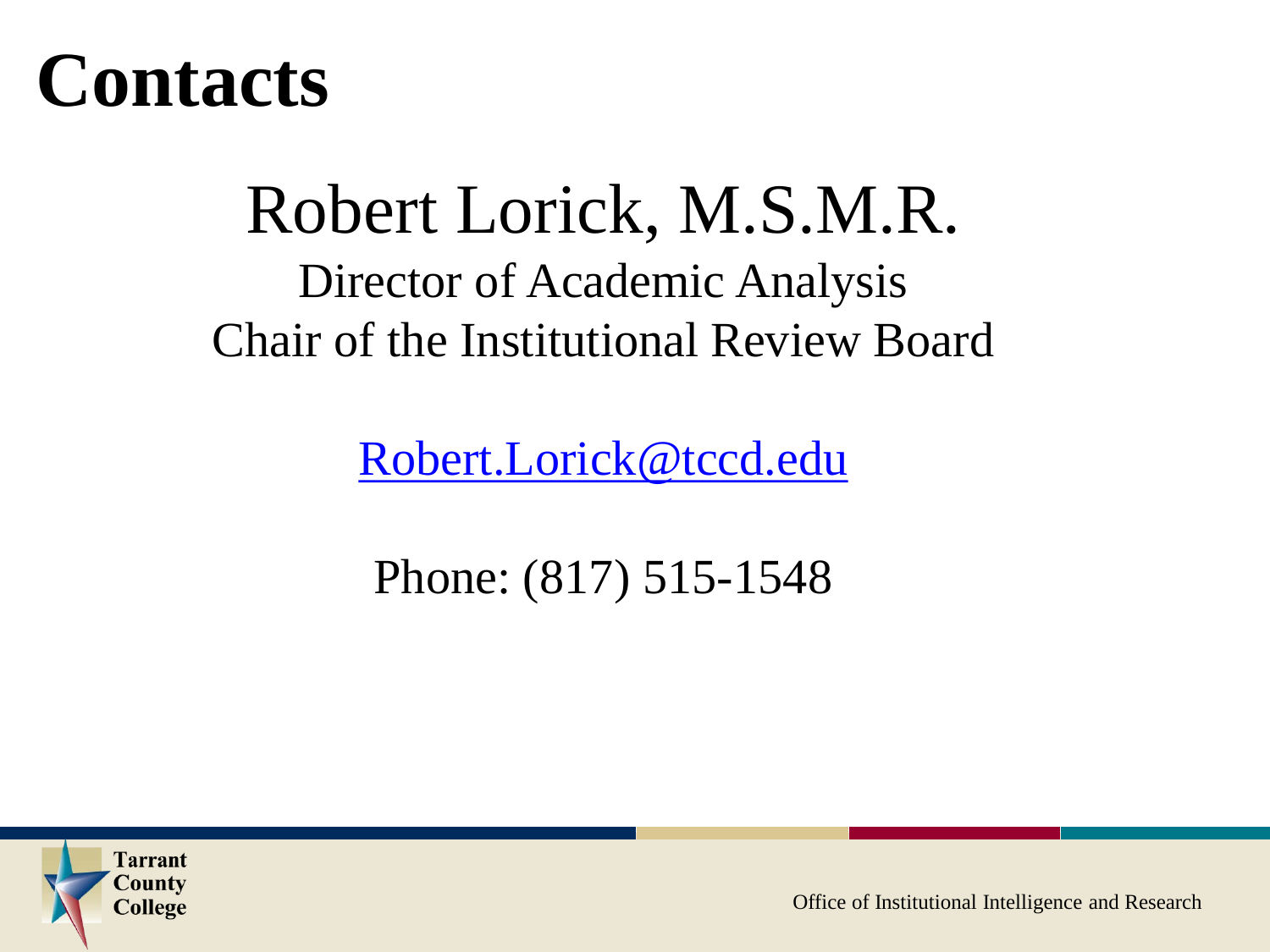# Contacts

## Robert Lorick, M.S.M.R.

Director of Academic Analysis
Chair of the Institutional Review Board

[Robert.Lorick@tccd.edu](mailto:Robert.Lorick@tccd.edu)

Phone: (817) 515-1548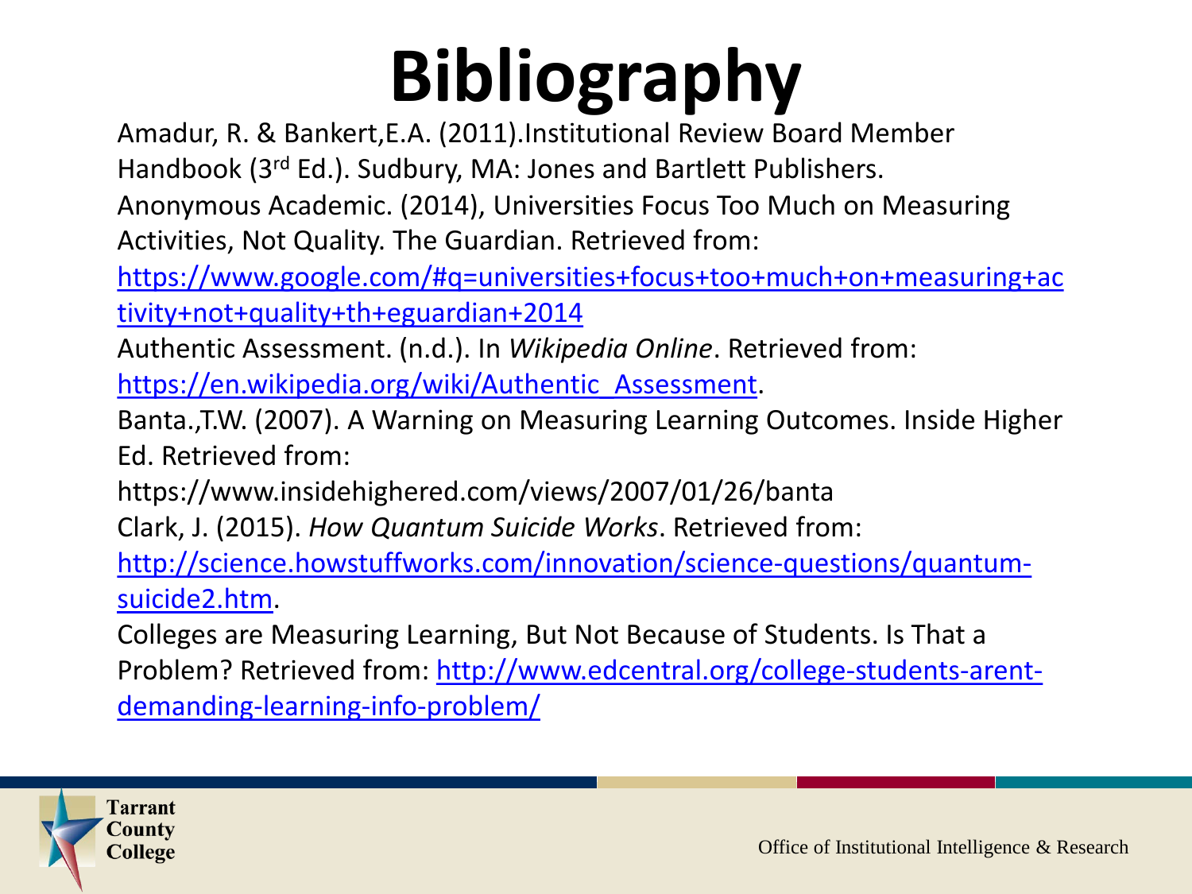# Bibliography

Amadur, R. & Bankert,E.A. (2011).Institutional Review Board Member Handbook (3rd Ed.). Sudbury, MA: Jones and Bartlett Publishers.

Anonymous Academic. (2014), Universities Focus Too Much on Measuring Activities, Not Quality. The Guardian. Retrieved from: https://www.google.com/#q=universities+focus+too+much+on+measuring+activity+not+quality+th+eguardian+2014

Authentic Assessment. (n.d.). In *Wikipedia Online*. Retrieved from: https://en.wikipedia.org/wiki/Authentic_Assessment.

Banta.,T.W. (2007). A Warning on Measuring Learning Outcomes. Inside Higher Ed. Retrieved from: https://www.insidehighered.com/views/2007/01/26/banta

Clark, J. (2015). *How Quantum Suicide Works*. Retrieved from: http://science.howstuffworks.com/innovation/science-questions/quantum-suicide2.htm.

Colleges are Measuring Learning, But Not Because of Students. Is That a Problem? Retrieved from: http://www.edcentral.org/college-students-arent-demanding-learning-info-problem/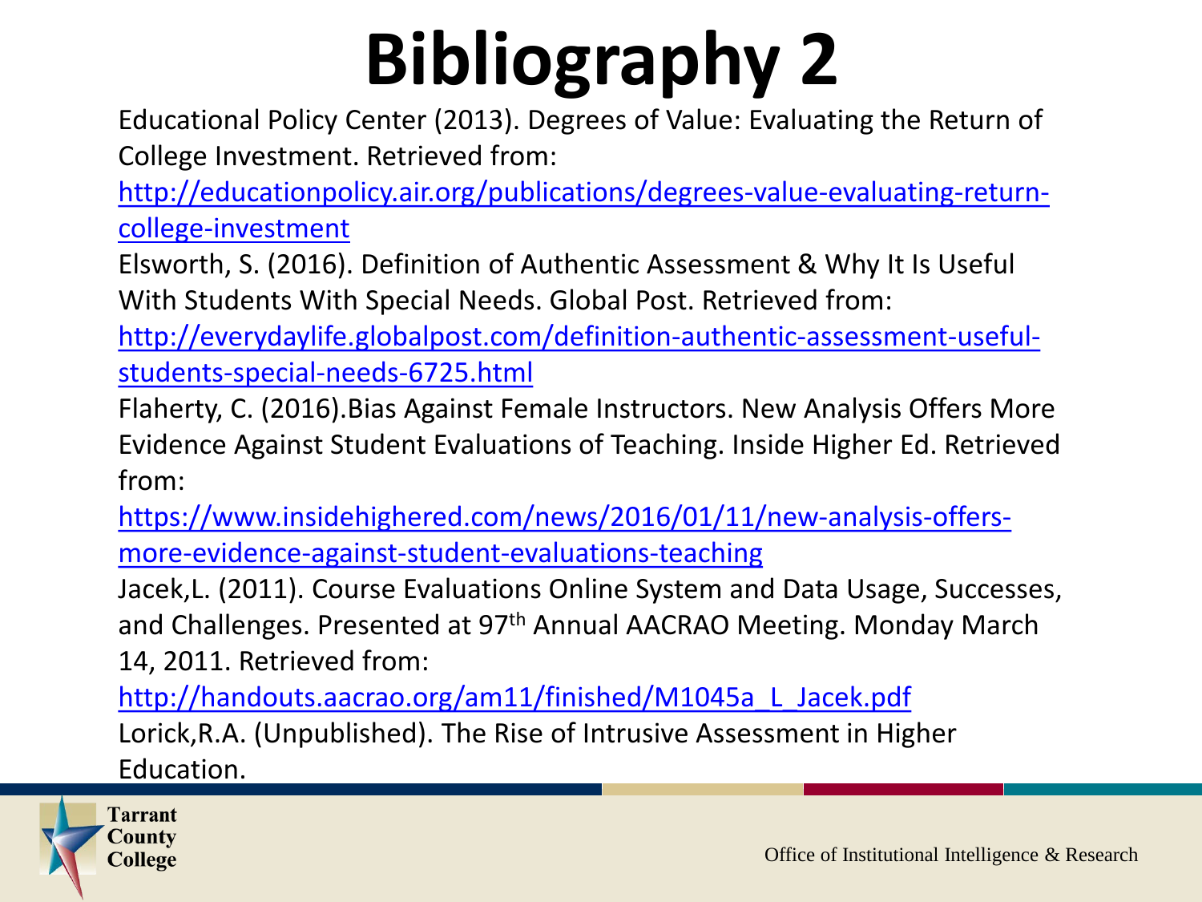# Bibliography 2

Educational Policy Center (2013). Degrees of Value: Evaluating the Return of College Investment. Retrieved from: http://educationpolicy.air.org/publications/degrees-value-evaluating-return-college-investment

Elsworth, S. (2016). Definition of Authentic Assessment & Why It Is Useful With Students With Special Needs. Global Post. Retrieved from: http://everydaylife.globalpost.com/definition-authentic-assessment-useful-students-special-needs-6725.html

Flaherty, C. (2016).Bias Against Female Instructors. New Analysis Offers More Evidence Against Student Evaluations of Teaching. Inside Higher Ed. Retrieved from: https://www.insidehighered.com/news/2016/01/11/new-analysis-offers-more-evidence-against-student-evaluations-teaching

Jacek,L. (2011). Course Evaluations Online System and Data Usage, Successes, and Challenges. Presented at 97th Annual AACRAO Meeting. Monday March 14, 2011. Retrieved from: http://handouts.aacrao.org/am11/finished/M1045a_L_Jacek.pdf

Lorick,R.A. (Unpublished). The Rise of Intrusive Assessment in Higher Education.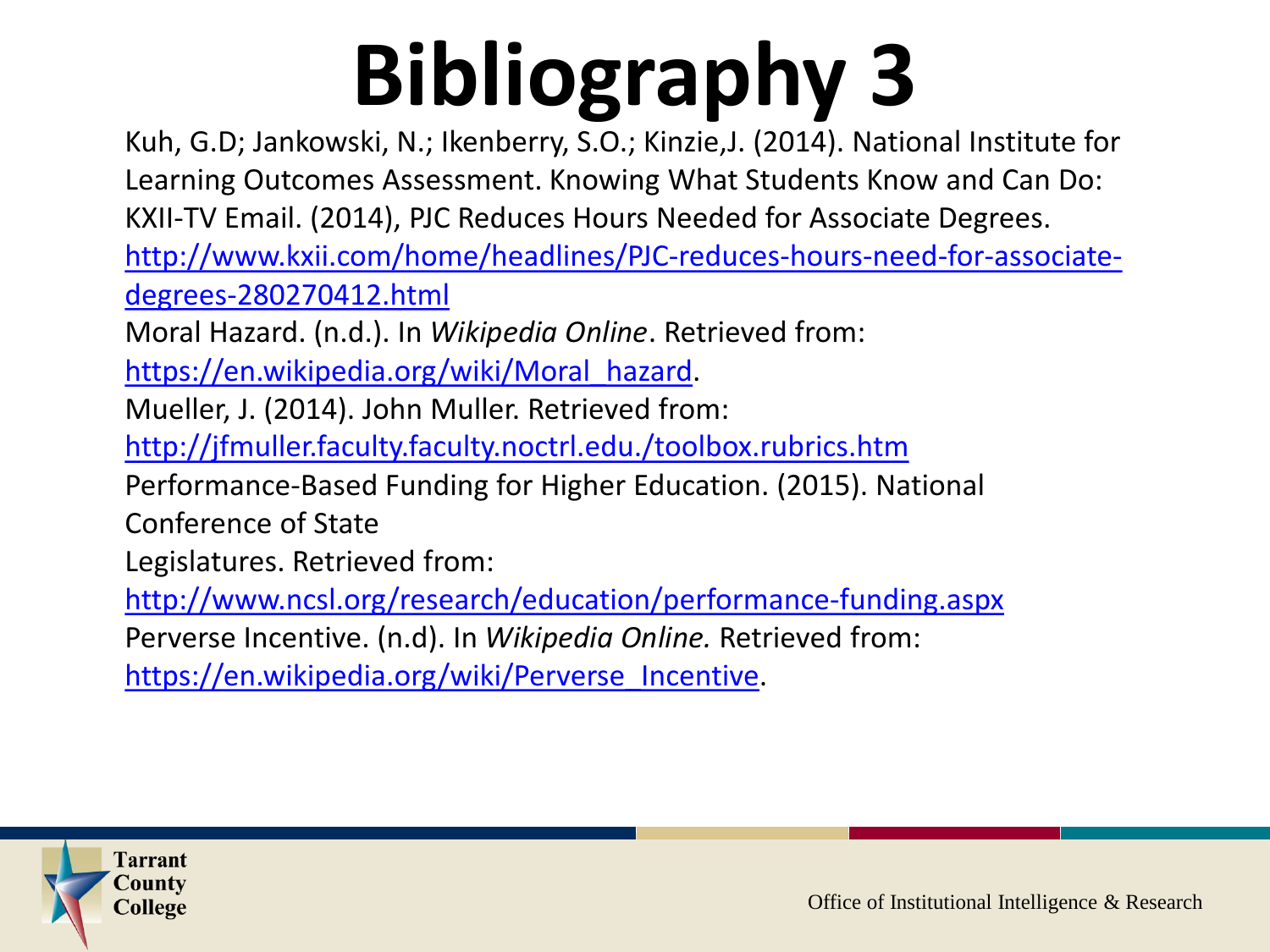# Bibliography 3

Kuh, G.D; Jankowski, N.; Ikenberry, S.O.; Kinzie,J. (2014). National Institute for Learning Outcomes Assessment. Knowing What Students Know and Can Do:

KXII-TV Email. (2014), PJC Reduces Hours Needed for Associate Degrees. http://www.kxii.com/home/headlines/PJC-reduces-hours-need-for-associate-degrees-280270412.html

Moral Hazard. (n.d.). In *Wikipedia Online*. Retrieved from: https://en.wikipedia.org/wiki/Moral_hazard.

Mueller, J. (2014). John Muller. Retrieved from: http://jfmuller.faculty.faculty.noctrl.edu./toolbox.rubrics.htm

Performance-Based Funding for Higher Education. (2015). National Conference of State Legislatures. Retrieved from: http://www.ncsl.org/research/education/performance-funding.aspx

Perverse Incentive. (n.d). In *Wikipedia Online.* Retrieved from: https://en.wikipedia.org/wiki/Perverse_Incentive.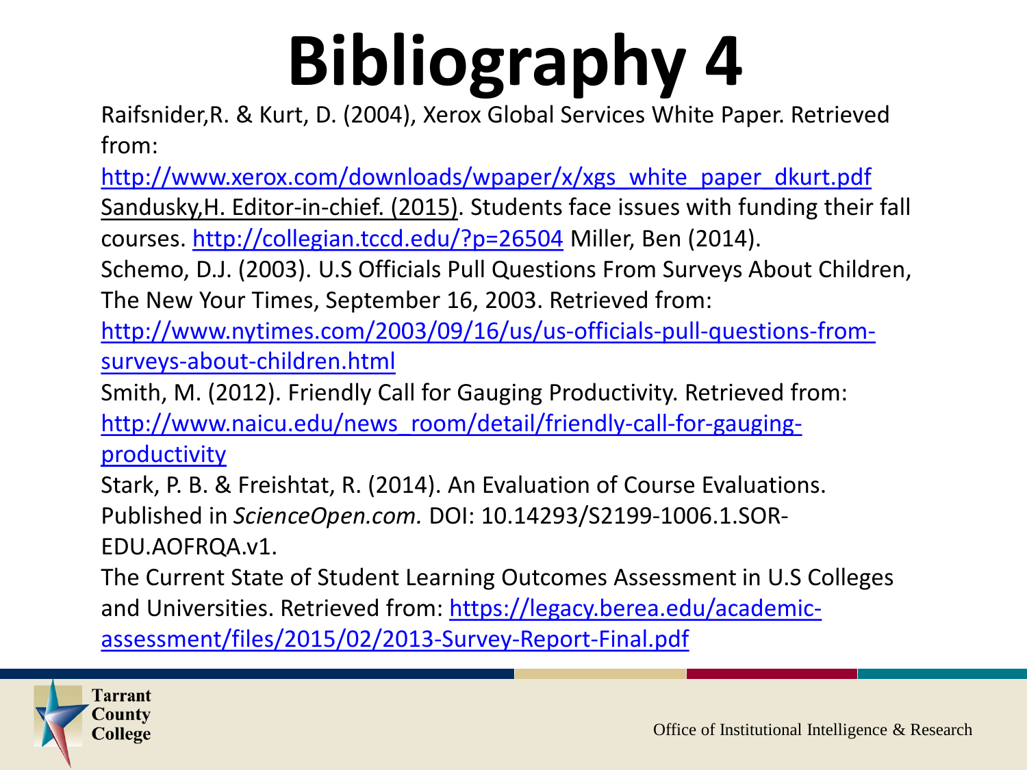# Bibliography 4

Raifsnider,R. & Kurt, D. (2004), Xerox Global Services White Paper. Retrieved from: http://www.xerox.com/downloads/wpaper/x/xgs_white_paper_dkurt.pdf

Sandusky,H. Editor-in-chief. (2015). Students face issues with funding their fall courses. http://collegian.tccd.edu/?p=26504 Miller, Ben (2014).

Schemo, D.J. (2003). U.S Officials Pull Questions From Surveys About Children, The New Your Times, September 16, 2003. Retrieved from: http://www.nytimes.com/2003/09/16/us/us-officials-pull-questions-from-surveys-about-children.html

Smith, M. (2012). Friendly Call for Gauging Productivity. Retrieved from: http://www.naicu.edu/news_room/detail/friendly-call-for-gauging-productivity

Stark, P. B. & Freishtat, R. (2014). An Evaluation of Course Evaluations. Published in *ScienceOpen.com.* DOI: 10.14293/S2199-1006.1.SOR-EDU.AOFRQA.v1.

The Current State of Student Learning Outcomes Assessment in U.S Colleges and Universities. Retrieved from: https://legacy.berea.edu/academic-assessment/files/2015/02/2013-Survey-Report-Final.pdf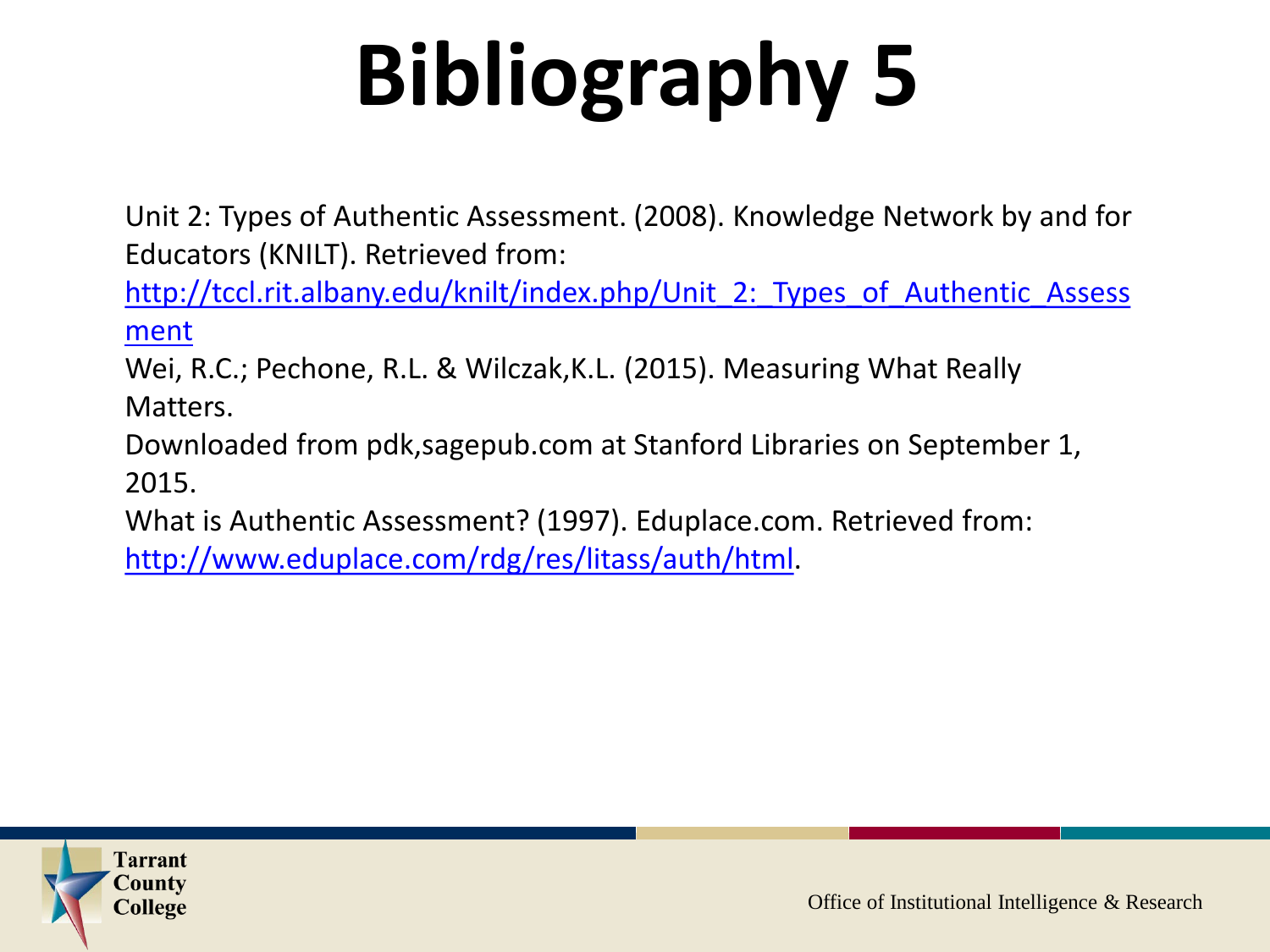# Bibliography 5

Unit 2: Types of Authentic Assessment. (2008). Knowledge Network by and for Educators (KNILT). Retrieved from: http://tccl.rit.albany.edu/knilt/index.php/Unit_2:_Types_of_Authentic_Assessment

Wei, R.C.; Pechone, R.L. & Wilczak,K.L. (2015). Measuring What Really Matters.

Downloaded from pdk,sagepub.com at Stanford Libraries on September 1, 2015.

What is Authentic Assessment? (1997). Eduplace.com. Retrieved from: http://www.eduplace.com/rdg/res/litass/auth/html.